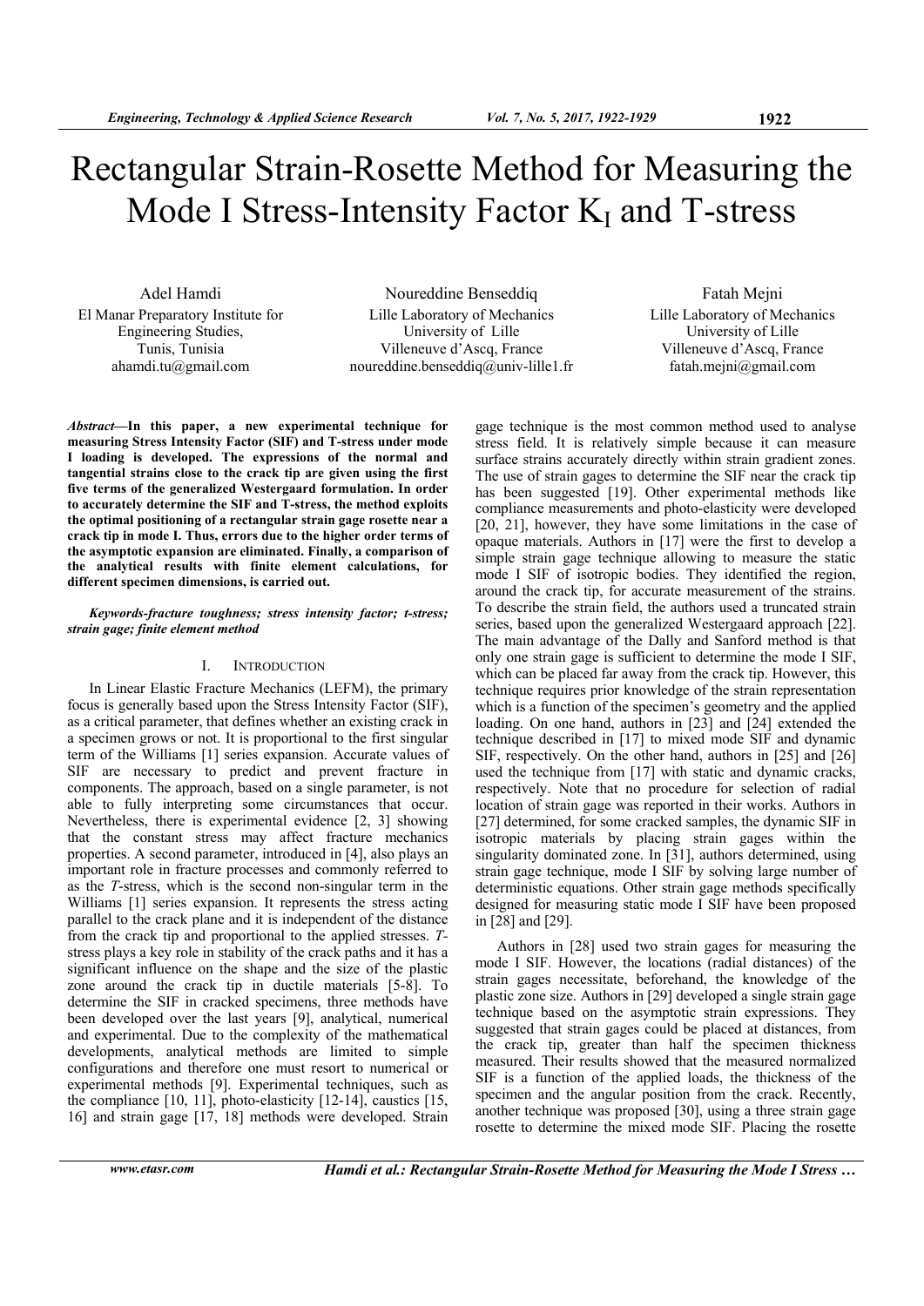# Rectangular Strain-Rosette Method for Measuring the Mode I Stress-Intensity Factor $K_I$ and T-stress

Adel Hamdi
El Manar Preparatory Institute for Engineering Studies,
Tunis, Tunisia
ahamdi.tu@gmail.com

Noureddine Benseddiq
Lille Laboratory of Mechanics
University of Lille
Villeneuve d'Ascq, France
noureddine.benseddiq@univ-lille1.fr

Fatah Mejni
Lille Laboratory of Mechanics
University of Lille
Villeneuve d'Ascq, France
fatah.mejni@gmail.com

***Abstract*—In this paper, a new experimental technique for measuring Stress Intensity Factor (SIF) and T-stress under mode I loading is developed. The expressions of the normal and tangential strains close to the crack tip are given using the first five terms of the generalized Westergaard formulation. In order to accurately determine the SIF and T-stress, the method exploits the optimal positioning of a rectangular strain gage rosette near a crack tip in mode I. Thus, errors due to the higher order terms of the asymptotic expansion are eliminated. Finally, a comparison of the analytical results with finite element calculations, for different specimen dimensions, is carried out.**

***Keywords-fracture toughness; stress intensity factor; t-stress; strain gage; finite element method***

## I. Introduction

In Linear Elastic Fracture Mechanics (LEFM), the primary focus is generally based upon the Stress Intensity Factor (SIF), as a critical parameter, that defines whether an existing crack in a specimen grows or not. It is proportional to the first singular term of the Williams [1] series expansion. Accurate values of SIF are necessary to predict and prevent fracture in components. The approach, based on a single parameter, is not able to fully interpreting some circumstances that occur. Nevertheless, there is experimental evidence [2, 3] showing that the constant stress may affect fracture mechanics properties. A second parameter, introduced in [4], also plays an important role in fracture processes and commonly referred to as the *T*-stress, which is the second non-singular term in the Williams [1] series expansion. It represents the stress acting parallel to the crack plane and it is independent of the distance from the crack tip and proportional to the applied stresses. *T*-stress plays a key role in stability of the crack paths and it has a significant influence on the shape and the size of the plastic zone around the crack tip in ductile materials [5-8]. To determine the SIF in cracked specimens, three methods have been developed over the last years [9], analytical, numerical and experimental. Due to the complexity of the mathematical developments, analytical methods are limited to simple configurations and therefore one must resort to numerical or experimental methods [9]. Experimental techniques, such as the compliance [10, 11], photo-elasticity [12-14], caustics [15, 16] and strain gage [17, 18] methods were developed. Strain gage technique is the most common method used to analyse stress field. It is relatively simple because it can measure surface strains accurately directly within strain gradient zones. The use of strain gages to determine the SIF near the crack tip has been suggested [19]. Other experimental methods like compliance measurements and photo-elasticity were developed [20, 21], however, they have some limitations in the case of opaque materials. Authors in [17] were the first to develop a simple strain gage technique allowing to measure the static mode I SIF of isotropic bodies. They identified the region, around the crack tip, for accurate measurement of the strains. To describe the strain field, the authors used a truncated strain series, based upon the generalized Westergaard approach [22]. The main advantage of the Dally and Sanford method is that only one strain gage is sufficient to determine the mode I SIF, which can be placed far away from the crack tip. However, this technique requires prior knowledge of the strain representation which is a function of the specimen's geometry and the applied loading. On one hand, authors in [23] and [24] extended the technique described in [17] to mixed mode SIF and dynamic SIF, respectively. On the other hand, authors in [25] and [26] used the technique from [17] with static and dynamic cracks, respectively. Note that no procedure for selection of radial location of strain gage was reported in their works. Authors in [27] determined, for some cracked samples, the dynamic SIF in isotropic materials by placing strain gages within the singularity dominated zone. In [31], authors determined, using strain gage technique, mode I SIF by solving large number of deterministic equations. Other strain gage methods specifically designed for measuring static mode I SIF have been proposed in [28] and [29].

Authors in [28] used two strain gages for measuring the mode I SIF. However, the locations (radial distances) of the strain gages necessitate, beforehand, the knowledge of the plastic zone size. Authors in [29] developed a single strain gage technique based on the asymptotic strain expressions. They suggested that strain gages could be placed at distances, from the crack tip, greater than half the specimen thickness measured. Their results showed that the measured normalized SIF is a function of the applied loads, the thickness of the specimen and the angular position from the crack. Recently, another technique was proposed [30], using a three strain gage rosette to determine the mixed mode SIF. Placing the rosette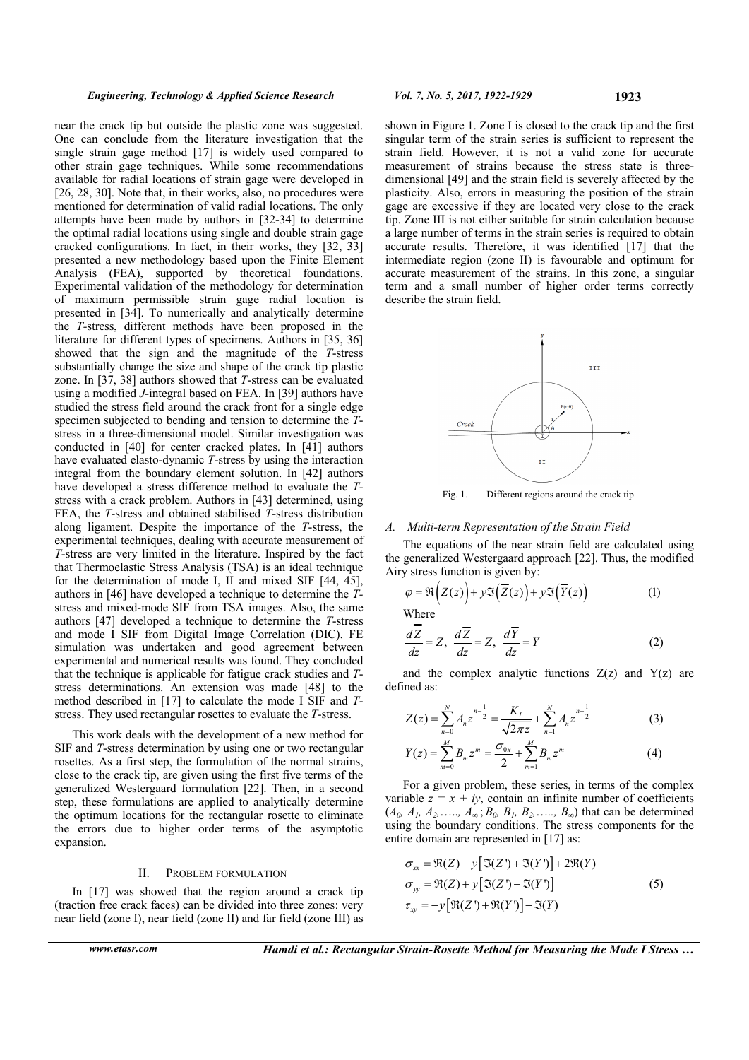near the crack tip but outside the plastic zone was suggested. One can conclude from the literature investigation that the single strain gage method [17] is widely used compared to other strain gage techniques. While some recommendations available for radial locations of strain gage were developed in [26, 28, 30]. Note that, in their works, also, no procedures were mentioned for determination of valid radial locations. The only attempts have been made by authors in [32-34] to determine the optimal radial locations using single and double strain gage cracked configurations. In fact, in their works, they [32, 33] presented a new methodology based upon the Finite Element Analysis (FEA), supported by theoretical foundations. Experimental validation of the methodology for determination of maximum permissible strain gage radial location is presented in [34]. To numerically and analytically determine the *T*-stress, different methods have been proposed in the literature for different types of specimens. Authors in [35, 36] showed that the sign and the magnitude of the *T*-stress substantially change the size and shape of the crack tip plastic zone. In [37, 38] authors showed that *T*-stress can be evaluated using a modified *J*-integral based on FEA. In [39] authors have studied the stress field around the crack front for a single edge specimen subjected to bending and tension to determine the *T*-stress in a three-dimensional model. Similar investigation was conducted in [40] for center cracked plates. In [41] authors have evaluated elasto-dynamic *T*-stress by using the interaction integral from the boundary element solution. In [42] authors have developed a stress difference method to evaluate the *T*-stress with a crack problem. Authors in [43] determined, using FEA, the *T*-stress and obtained stabilised *T*-stress distribution along ligament. Despite the importance of the *T*-stress, the experimental techniques, dealing with accurate measurement of *T*-stress are very limited in the literature. Inspired by the fact that Thermoelastic Stress Analysis (TSA) is an ideal technique for the determination of mode I and mixed SIF [44, 45], authors in [46] have developed a technique to determine the *T*-stress and mixed-mode SIF from TSA images. Also, the same authors [47] developed a technique to determine the *T*-stress and mode I SIF from Digital Image Correlation (DIC). FE simulation was undertaken and good agreement between experimental and numerical results was found. They concluded that the technique is applicable for fatigue crack studies and *T*-stress determinations. An extension was made [48] to the method described in [17] to calculate the mode I SIF and *T*-stress. They used rectangular rosettes to evaluate the *T*-stress.

This work deals with the development of a new method for SIF and *T*-stress determination by using one or two rectangular rosettes. As a first step, the formulation of the normal strains, close to the crack tip, are given using the first five terms of the generalized Westergaard formulation [22]. Then, in a second step, these formulations are applied to analytically determine the optimum locations for the rectangular rosette to eliminate the errors due to higher order terms of the asymptotic expansion.

## II. Problem Formulation

In [17] was showed that the region around a crack tip (traction free crack faces) can be divided into three zones: very near field (zone I), near field (zone II) and far field (zone III) as shown in Figure 1. Zone I is closed to the crack tip and the first singular term of the strain series is sufficient to represent the strain field. However, it is not a valid zone for accurate measurement of strains because the stress state is three-dimensional [49] and the strain field is severely affected by the plasticity. Also, errors in measuring the position of the strain gage are excessive if they are located very close to the crack tip. Zone III is not either suitable for strain calculation because a large number of terms in the strain series is required to obtain accurate results. Therefore, it was identified [17] that the intermediate region (zone II) is favourable and optimum for accurate measurement of the strains. In this zone, a singular term and a small number of higher order terms correctly describe the strain field.

Fig. 1. Different regions around the crack tip.

### A. Multi-term Representation of the Strain Field

The equations of the near strain field are calculated using the generalized Westergaard approach [22]. Thus, the modified Airy stress function is given by:

$$\varphi = \Re\left(\overline{\overline{Z}}(z)\right) + y\Im\left(\overline{Z}(z)\right) + y\Im\left(\overline{Y}(z)\right) \tag{1}$$

Where

$$\frac{d\overline{\overline{Z}}}{dz} = \overline{Z}, \quad \frac{d\overline{Z}}{dz} = Z, \quad \frac{d\overline{Y}}{dz} = Y \tag{2}$$

and the complex analytic functions Z(z) and Y(z) are defined as:

$$Z(z) = \sum_{n=0}^{N} A_n z^{n-\frac{1}{2}} = \frac{K_I}{\sqrt{2\pi z}} + \sum_{n=1}^{N} A_n z^{n-\frac{1}{2}} \tag{3}$$

$$Y(z) = \sum_{m=0}^{M} B_m z^m = \frac{\sigma_{0x}}{2} + \sum_{m=1}^{M} B_m z^m \tag{4}$$

For a given problem, these series, in terms of the complex variable $z = x + iy$, contain an infinite number of coefficients ($A_0, A_1, A_2, \ldots, A_\infty; B_0, B_1, B_2, \ldots, B_\infty$) that can be determined using the boundary conditions. The stress components for the entire domain are represented in [17] as:

$$\begin{aligned}
\sigma_{xx} &= \Re(Z) - y\left[\Im(Z') + \Im(Y')\right] + 2\Re(Y) \\
\sigma_{yy} &= \Re(Z) + y\left[\Im(Z') + \Im(Y')\right] \\
\tau_{xy} &= -y\left[\Re(Z') + \Re(Y')\right] - \Im(Y)
\end{aligned} \tag{5}$$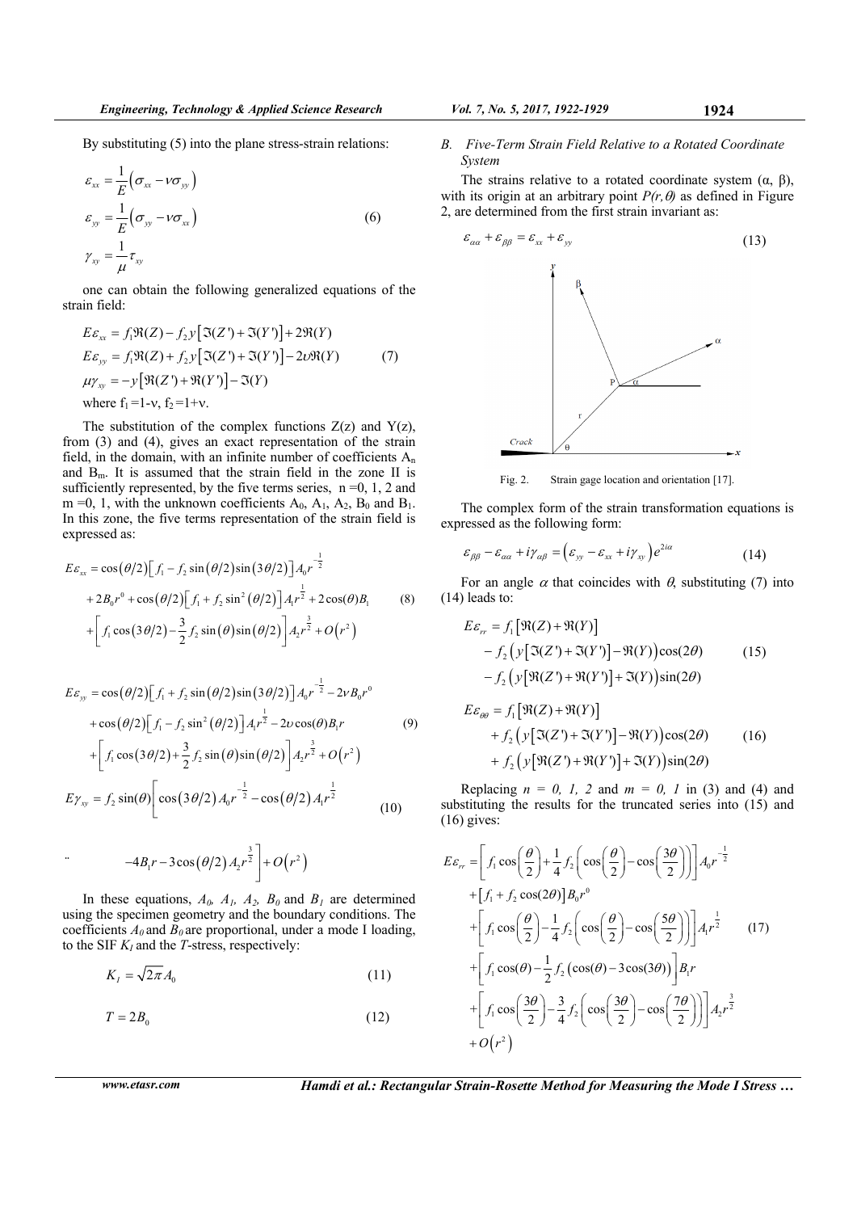By substituting (5) into the plane stress-strain relations:

$$\varepsilon_{xx} = \frac{1}{E}\left(\sigma_{xx} - \nu\sigma_{yy}\right)$$
$$\varepsilon_{yy} = \frac{1}{E}\left(\sigma_{yy} - \nu\sigma_{xx}\right) \qquad (6)$$
$$\gamma_{xy} = \frac{1}{\mu}\tau_{xy}$$

one can obtain the following generalized equations of the strain field:

$$E\varepsilon_{xx} = f_1\Re(Z) - f_2 y\left[\Im(Z') + \Im(Y')\right] + 2\Re(Y)$$
$$E\varepsilon_{yy} = f_1\Re(Z) + f_2 y\left[\Im(Z') + \Im(Y')\right] - 2\upsilon\Re(Y) \qquad (7)$$
$$\mu\gamma_{xy} = -y\left[\Re(Z') + \Re(Y')\right] - \Im(Y)$$

where $f_1 = 1-\nu$, $f_2 = 1+\nu$.

The substitution of the complex functions Z(z) and Y(z), from (3) and (4), gives an exact representation of the strain field, in the domain, with an infinite number of coefficients $A_n$ and $B_m$. It is assumed that the strain field in the zone II is sufficiently represented, by the five terms series, $n = 0, 1, 2$ and $m = 0, 1$, with the unknown coefficients $A_0$, $A_1$, $A_2$, $B_0$ and $B_1$. In this zone, the five terms representation of the strain field is expressed as:

$$\begin{aligned} E\varepsilon_{xx} &= \cos(\theta/2)\left[f_1 - f_2\sin(\theta/2)\sin(3\theta/2)\right]A_0 r^{-\frac{1}{2}} \\ &+ 2B_0 r^0 + \cos(\theta/2)\left[f_1 + f_2\sin^2(\theta/2)\right]A_1 r^{\frac{1}{2}} + 2\cos(\theta)B_1 \\ &+ \left[f_1\cos(3\theta/2) - \frac{3}{2}f_2\sin(\theta)\sin(\theta/2)\right]A_2 r^{\frac{3}{2}} + O\left(r^2\right) \end{aligned} \qquad (8)$$

$$\begin{aligned} E\varepsilon_{yy} &= \cos(\theta/2)\left[f_1 + f_2\sin(\theta/2)\sin(3\theta/2)\right]A_0 r^{-\frac{1}{2}} - 2\nu B_0 r^0 \\ &+ \cos(\theta/2)\left[f_1 - f_2\sin^2(\theta/2)\right]A_1 r^{\frac{1}{2}} - 2\upsilon\cos(\theta)B_1 r \\ &+ \left[f_1\cos(3\theta/2) + \frac{3}{2}f_2\sin(\theta)\sin(\theta/2)\right]A_2 r^{\frac{3}{2}} + O\left(r^2\right) \end{aligned} \qquad (9)$$

$$\begin{aligned} E\gamma_{xy} = f_2\sin(\theta)\Big[&\cos(3\theta/2)A_0 r^{-\frac{1}{2}} - \cos(\theta/2)A_1 r^{\frac{1}{2}} \\ &- 4B_1 r - 3\cos(\theta/2)A_2 r^{\frac{3}{2}}\Big] + O\left(r^2\right) \end{aligned} \qquad (10)$$

In these equations, $A_0$, $A_1$, $A_2$, $B_0$ and $B_1$ are determined using the specimen geometry and the boundary conditions. The coefficients $A_0$ and $B_0$ are proportional, under a mode I loading, to the SIF $K_I$ and the $T$-stress, respectively:

$$K_I = \sqrt{2\pi}A_0 \qquad (11)$$

$$T = 2B_0 \qquad (12)$$

## B. Five-Term Strain Field Relative to a Rotated Coordinate System

The strains relative to a rotated coordinate system (α, β), with its origin at an arbitrary point $P(r,\theta)$ as defined in Figure 2, are determined from the first strain invariant as:

$$\varepsilon_{\alpha\alpha} + \varepsilon_{\beta\beta} = \varepsilon_{xx} + \varepsilon_{yy} \qquad (13)$$

Fig. 2. Strain gage location and orientation [17].

The complex form of the strain transformation equations is expressed as the following form:

$$\varepsilon_{\beta\beta} - \varepsilon_{\alpha\alpha} + i\gamma_{\alpha\beta} = \left(\varepsilon_{yy} - \varepsilon_{xx} + i\gamma_{xy}\right)e^{2i\alpha} \qquad (14)$$

For an angle $\alpha$ that coincides with $\theta$, substituting (7) into (14) leads to:

$$\begin{aligned} E\varepsilon_{rr} &= f_1\left[\Re(Z) + \Re(Y)\right] \\ &- f_2\left(y\left[\Im(Z') + \Im(Y')\right] - \Re(Y)\right)\cos(2\theta) \\ &- f_2\left(y\left[\Re(Z') + \Re(Y')\right] + \Im(Y)\right)\sin(2\theta) \end{aligned} \qquad (15)$$

$$\begin{aligned} E\varepsilon_{\theta\theta} &= f_1\left[\Re(Z) + \Re(Y)\right] \\ &+ f_2\left(y\left[\Im(Z') + \Im(Y')\right] - \Re(Y)\right)\cos(2\theta) \\ &+ f_2\left(y\left[\Re(Z') + \Re(Y')\right] + \Im(Y)\right)\sin(2\theta) \end{aligned} \qquad (16)$$

Replacing $n = 0, 1, 2$ and $m = 0, 1$ in (3) and (4) and substituting the results for the truncated series into (15) and (16) gives:

$$\begin{aligned} E\varepsilon_{rr} &= \left[f_1\cos\left(\frac{\theta}{2}\right) + \frac{1}{4}f_2\left(\cos\left(\frac{\theta}{2}\right) - \cos\left(\frac{3\theta}{2}\right)\right)\right]A_0 r^{-\frac{1}{2}} \\ &+ \left[f_1 + f_2\cos(2\theta)\right]B_0 r^0 \\ &+ \left[f_1\cos\left(\frac{\theta}{2}\right) - \frac{1}{4}f_2\left(\cos\left(\frac{\theta}{2}\right) - \cos\left(\frac{5\theta}{2}\right)\right)\right]A_1 r^{\frac{1}{2}} \\ &+ \left[f_1\cos(\theta) - \frac{1}{2}f_2\left(\cos(\theta) - 3\cos(3\theta)\right)\right]B_1 r \\ &+ \left[f_1\cos\left(\frac{3\theta}{2}\right) - \frac{3}{4}f_2\left(\cos\left(\frac{3\theta}{2}\right) - \cos\left(\frac{7\theta}{2}\right)\right)\right]A_2 r^{\frac{3}{2}} \\ &+ O\left(r^2\right) \end{aligned} \qquad (17)$$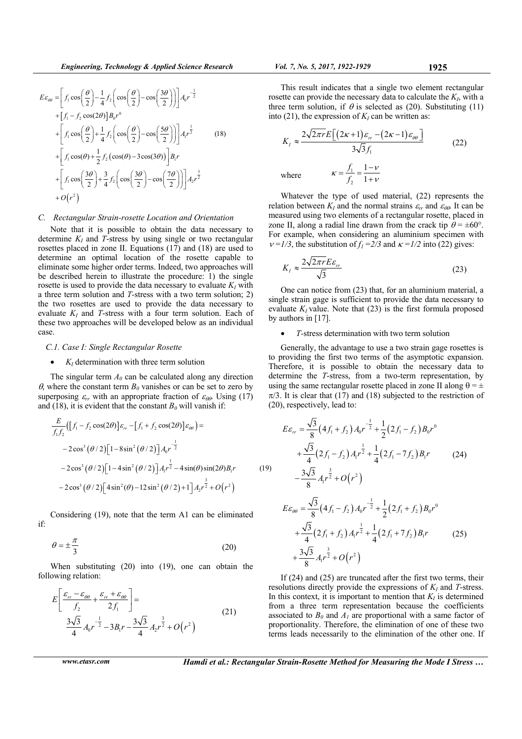$$E\varepsilon_{\theta\theta} = \left[ f_1 \cos\left(\frac{\theta}{2}\right) - \frac{1}{4} f_2 \left( \cos\left(\frac{\theta}{2}\right) - \cos\left(\frac{3\theta}{2}\right) \right) \right] A_0 r^{-\frac{1}{2}}$$
$$+ \left[ f_1 - f_2 \cos(2\theta) \right] B_0 r^0$$
$$+ \left[ f_1 \cos\left(\frac{\theta}{2}\right) + \frac{1}{4} f_2 \left( \cos\left(\frac{\theta}{2}\right) - \cos\left(\frac{5\theta}{2}\right) \right) \right] A_1 r^{\frac{1}{2}} \quad (18)$$
$$+ \left[ f_1 \cos(\theta) + \frac{1}{2} f_2 \left( \cos(\theta) - 3\cos(3\theta) \right) \right] B_1 r$$
$$+ \left[ f_1 \cos\left(\frac{3\theta}{2}\right) + \frac{3}{4} f_2 \left( \cos\left(\frac{3\theta}{2}\right) - \cos\left(\frac{7\theta}{2}\right) \right) \right] A_2 r^{\frac{3}{2}}$$
$$+ O\left(r^2\right)$$

### C. Rectangular Strain-rosette Location and Orientation

Note that it is possible to obtain the data necessary to determine $K_I$ and *T*-stress by using single or two rectangular rosettes placed in zone II. Equations (17) and (18) are used to determine an optimal location of the rosette capable to eliminate some higher order terms. Indeed, two approaches will be described herein to illustrate the procedure: 1) the single rosette is used to provide the data necessary to evaluate $K_I$ with a three term solution and *T*-stress with a two term solution; 2) the two rosettes are used to provide the data necessary to evaluate $K_I$ and *T*-stress with a four term solution. Each of these two approaches will be developed below as an individual case.

#### C.1. Case I: Single Rectangular Rosette

- $K_I$ determination with three term solution

The singular term $A_0$ can be calculated along any direction $\theta$, where the constant term $B_0$ vanishes or can be set to zero by superposing $\varepsilon_{rr}$ with an appropriate fraction of $\varepsilon_{\theta\theta}$. Using (17) and (18), it is evident that the constant $B_0$ will vanish if:

$$\frac{E}{f_1 f_2}\left( \left[ f_1 - f_2\cos(2\theta) \right]\varepsilon_{rr} - \left[ f_1 + f_2 \cos(2\theta) \right]\varepsilon_{\theta\theta} \right) =$$
$$-2\cos^3\left(\theta/2\right)\left[1 - 8\sin^2\left(\theta/2\right)\right] A_0 r^{-\frac{1}{2}}$$
$$-2\cos^3\left(\theta/2\right)\left[1 - 4\sin^2\left(\theta/2\right)\right] A_1 r^{\frac{1}{2}} - 4\sin(\theta)\sin(2\theta) B_1 r \quad (19)$$
$$-2\cos^3\left(\theta/2\right)\left[4\sin^2(\theta) - 12\sin^2\left(\theta/2\right) + 1\right] A_2 r^{\frac{3}{2}} + O\left(r^2\right)$$

Considering (19), note that the term A1 can be eliminated if:

$$\theta = \pm\frac{\pi}{3} \quad (20)$$

When substituting (20) into (19), one can obtain the following relation:

$$E\left[ \frac{\varepsilon_{rr} - \varepsilon_{\theta\theta}}{f_2} + \frac{\varepsilon_{rr} + \varepsilon_{\theta\theta}}{2 f_1} \right] =$$
$$\frac{3\sqrt{3}}{4} A_0 r^{-\frac{1}{2}} - 3 B_1 r - \frac{3\sqrt{3}}{4} A_2 r^{\frac{3}{2}} + O\left(r^2\right) \quad (21)$$

This result indicates that a single two element rectangular rosette can provide the necessary data to calculate the $K_I$, with a three term solution, if $\theta$ is selected as (20). Substituting (11) into (21), the expression of $K_I$ can be written as:

$$K_I \approx \frac{2\sqrt{2\pi r} E\left[ (2\kappa + 1)\varepsilon_{rr} - (2\kappa - 1)\varepsilon_{\theta\theta} \right]}{3\sqrt{3} f_1} \quad (22)$$

where $\quad \kappa = \dfrac{f_1}{f_2} = \dfrac{1-\nu}{1+\nu}$

Whatever the type of used material, (22) represents the relation between $K_I$ and the normal strains $\varepsilon_{rr}$ and $\varepsilon_{\theta\theta}$. It can be measured using two elements of a rectangular rosette, placed in zone II, along a radial line drawn from the crack tip $\theta = \pm 60°$. For example, when considering an aluminium specimen with $\nu = 1/3$, the substitution of $f_1 = 2/3$ and $\kappa = 1/2$ into (22) gives:

$$K_I \approx \frac{2\sqrt{2\pi r} E \varepsilon_{rr}}{\sqrt{3}} \quad (23)$$

One can notice from (23) that, for an aluminium material, a single strain gage is sufficient to provide the data necessary to evaluate $K_I$ value. Note that (23) is the first formula proposed by authors in [17].

- *T*-stress determination with two term solution

Generally, the advantage to use a two strain gage rosettes is to providing the first two terms of the asymptotic expansion. Therefore, it is possible to obtain the necessary data to determine the *T*-stress, from a two-term representation, by using the same rectangular rosette placed in zone II along $\theta = \pm \pi/3$. It is clear that (17) and (18) subjected to the restriction of (20), respectively, lead to:

$$E\varepsilon_{rr} = \frac{\sqrt{3}}{8}\left(4 f_1 + f_2\right) A_0 r^{-\frac{1}{2}} + \frac{1}{2}\left(2 f_1 - f_2\right) B_0 r^0$$
$$+ \frac{\sqrt{3}}{4}\left(2 f_1 - f_2\right) A_1 r^{\frac{1}{2}} + \frac{1}{4}\left(2 f_1 - 7 f_2\right) B_1 r \quad (24)$$
$$- \frac{3\sqrt{3}}{8} A_1 r^{\frac{3}{2}} + O\left(r^2\right)$$

$$E\varepsilon_{\theta\theta} = \frac{\sqrt{3}}{8}\left(4 f_1 - f_2\right) A_0 r^{-\frac{1}{2}} + \frac{1}{2}\left(2 f_1 + f_2\right) B_0 r^0$$
$$+ \frac{\sqrt{3}}{4}\left(2 f_1 + f_2\right) A_1 r^{\frac{1}{2}} + \frac{1}{4}\left(2 f_1 + 7 f_2\right) B_1 r \quad (25)$$
$$+ \frac{3\sqrt{3}}{8} A_1 r^{\frac{3}{2}} + O\left(r^2\right)$$

If (24) and (25) are truncated after the first two terms, their resolutions directly provide the expressions of $K_I$ and *T*-stress. In this context, it is important to mention that $K_I$ is determined from a three term representation because the coefficients associated to $B_0$ and $A_1$ are proportional with a same factor of proportionality. Therefore, the elimination of one of these two terms leads necessarily to the elimination of the other one. If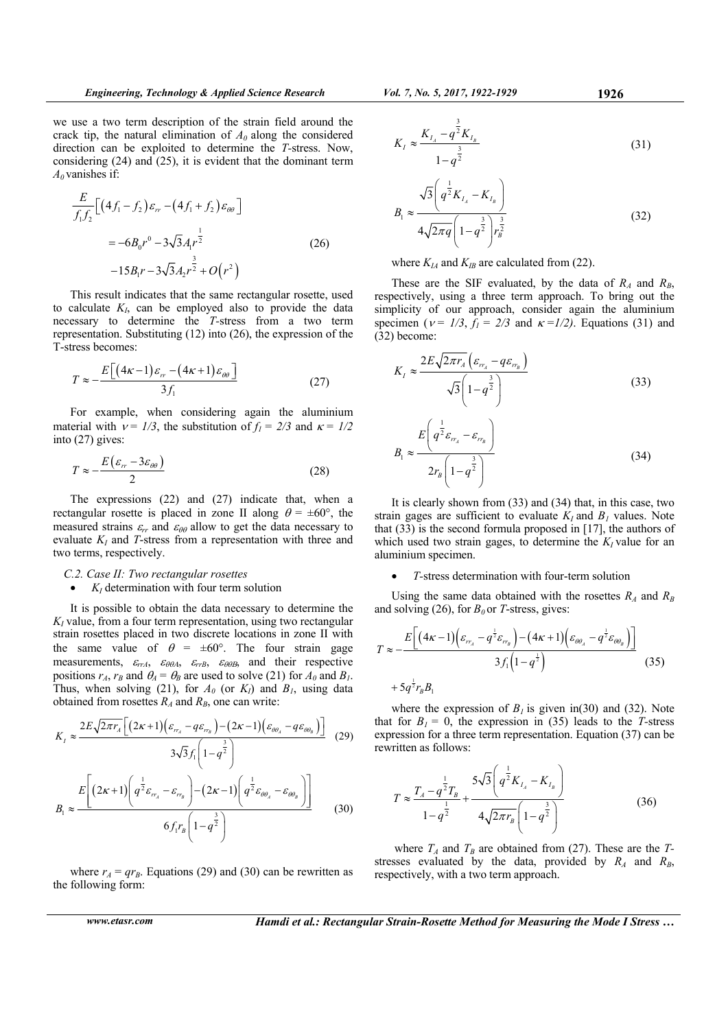we use a two term description of the strain field around the crack tip, the natural elimination of $A_0$ along the considered direction can be exploited to determine the *T*-stress. Now, considering (24) and (25), it is evident that the dominant term $A_0$ vanishes if:

$$\frac{E}{f_1 f_2}\left[\left(4f_1-f_2\right)\varepsilon_{rr}-\left(4f_1+f_2\right)\varepsilon_{\theta\theta}\right] = -6B_0 r^0 - 3\sqrt{3}A_1 r^{\frac{1}{2}} - 15B_1 r - 3\sqrt{3}A_2 r^{\frac{3}{2}} + O\left(r^2\right) \tag{26}$$

This result indicates that the same rectangular rosette, used to calculate $K_I$, can be employed also to provide the data necessary to determine the *T*-stress from a two term representation. Substituting (12) into (26), the expression of the T-stress becomes:

$$T \approx -\frac{E\left[\left(4\kappa-1\right)\varepsilon_{rr}-\left(4\kappa+1\right)\varepsilon_{\theta\theta}\right]}{3f_1} \tag{27}$$

For example, when considering again the aluminium material with $\nu = 1/3$, the substitution of $f_1 = 2/3$ and $\kappa = 1/2$ into (27) gives:

$$T \approx -\frac{E\left(\varepsilon_{rr}-3\varepsilon_{\theta\theta}\right)}{2} \tag{28}$$

The expressions (22) and (27) indicate that, when a rectangular rosette is placed in zone II along $\theta = \pm 60°$, the measured strains $\varepsilon_{rr}$ and $\varepsilon_{\theta\theta}$ allow to get the data necessary to evaluate $K_I$ and *T*-stress from a representation with three and two terms, respectively.

### C.2. Case II: Two rectangular rosettes

- $K_I$ determination with four term solution

It is possible to obtain the data necessary to determine the $K_I$ value, from a four term representation, using two rectangular strain rosettes placed in two discrete locations in zone II with the same value of $\theta = \pm 60°$. The four strain gage measurements, $\varepsilon_{rrA}$, $\varepsilon_{\theta\theta A}$, $\varepsilon_{rrB}$, $\varepsilon_{\theta\theta B}$, and their respective positions $r_A$, $r_B$ and $\theta_A = \theta_B$ are used to solve (21) for $A_0$ and $B_1$. Thus, when solving (21), for $A_0$ (or $K_I$) and $B_1$, using data obtained from rosettes $R_A$ and $R_B$, one can write:

$$K_I \approx \frac{2E\sqrt{2\pi r_A}\left[\left(2\kappa+1\right)\left(\varepsilon_{rr_A}-q\varepsilon_{rr_B}\right)-\left(2\kappa-1\right)\left(\varepsilon_{\theta\theta_A}-q\varepsilon_{\theta\theta_B}\right)\right]}{3\sqrt{3}f_1\left(1-q^{\frac{3}{2}}\right)} \tag{29}$$

$$B_1 \approx \frac{E\left[\left(2\kappa+1\right)\left(q^{\frac{1}{2}}\varepsilon_{rr_A}-\varepsilon_{rr_B}\right)-\left(2\kappa-1\right)\left(q^{\frac{1}{2}}\varepsilon_{\theta\theta_A}-\varepsilon_{\theta\theta_B}\right)\right]}{6f_1 r_B\left(1-q^{\frac{3}{2}}\right)} \tag{30}$$

where $r_A = qr_B$. Equations (29) and (30) can be rewritten as the following form:

$$K_I \approx \frac{K_{I_A}-q^{\frac{3}{2}}K_{I_B}}{1-q^{\frac{3}{2}}} \tag{31}$$

$$B_1 \approx \frac{\sqrt{3}\left(q^{\frac{1}{2}}K_{I_A}-K_{I_B}\right)}{4\sqrt{2\pi q}\left(1-q^{\frac{3}{2}}\right)r_B^{\frac{3}{2}}} \tag{32}$$

where $K_{IA}$ and $K_{IB}$ are calculated from (22).

These are the SIF evaluated, by the data of $R_A$ and $R_B$, respectively, using a three term approach. To bring out the simplicity of our approach, consider again the aluminium specimen ($\nu = 1/3$, $f_1 = 2/3$ and $\kappa = 1/2$). Equations (31) and (32) become:

$$K_I \approx \frac{2E\sqrt{2\pi r_A}\left(\varepsilon_{rr_A}-q\varepsilon_{rr_B}\right)}{\sqrt{3}\left(1-q^{\frac{3}{2}}\right)} \tag{33}$$

$$B_1 \approx \frac{E\left(q^{\frac{1}{2}}\varepsilon_{rr_A}-\varepsilon_{rr_B}\right)}{2r_B\left(1-q^{\frac{3}{2}}\right)} \tag{34}$$

It is clearly shown from (33) and (34) that, in this case, two strain gages are sufficient to evaluate $K_I$ and $B_1$ values. Note that (33) is the second formula proposed in [17], the authors of which used two strain gages, to determine the $K_I$ value for an aluminium specimen.

- *T*-stress determination with four-term solution

Using the same data obtained with the rosettes $R_A$ and $R_B$ and solving (26), for $B_0$ or *T*-stress, gives:

$$T \approx -\frac{E\left[\left(4\kappa-1\right)\left(\varepsilon_{rr_A}-q^{\frac{1}{2}}\varepsilon_{rr_B}\right)-\left(4\kappa+1\right)\left(\varepsilon_{\theta\theta_A}-q^{\frac{1}{2}}\varepsilon_{\theta\theta_B}\right)\right]}{3f_1\left(1-q^{\frac{1}{2}}\right)} + 5q^{\frac{1}{2}}r_B B_1 \tag{35}$$

where the expression of $B_1$ is given in(30) and (32). Note that for $B_1 = 0$, the expression in (35) leads to the *T*-stress expression for a three term representation. Equation (37) can be rewritten as follows:

$$T \approx \frac{T_A-q^{\frac{1}{2}}T_B}{1-q^{\frac{1}{2}}} + \frac{5\sqrt{3}\left(q^{\frac{1}{2}}K_{I_A}-K_{I_B}\right)}{4\sqrt{2\pi r_B}\left(1-q^{\frac{3}{2}}\right)} \tag{36}$$

where $T_A$ and $T_B$ are obtained from (27). These are the *T*-stresses evaluated by the data, provided by $R_A$ and $R_B$, respectively, with a two term approach.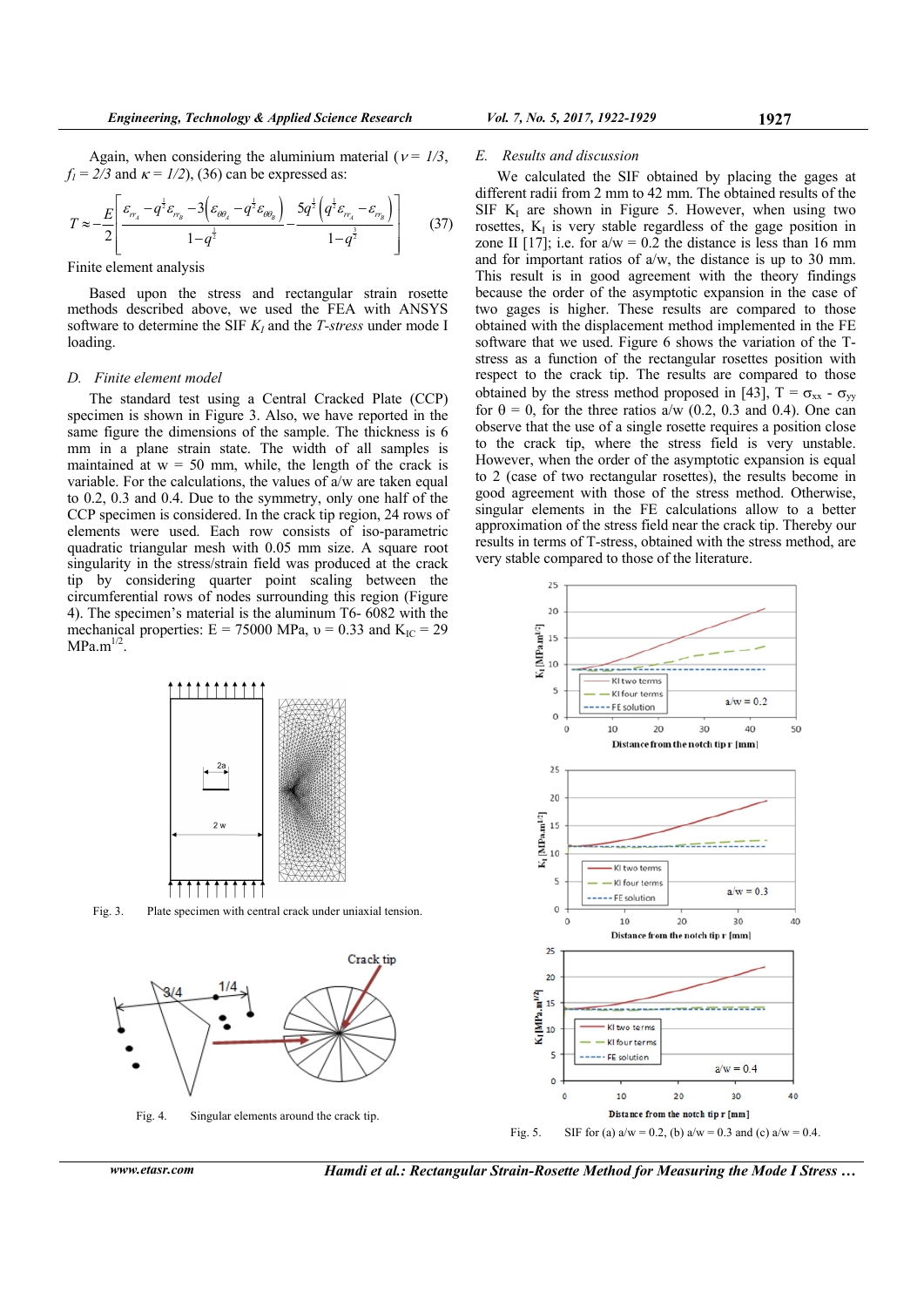Again, when considering the aluminium material ($\nu = 1/3$, $f_I = 2/3$ and $\kappa = 1/2$), (36) can be expressed as:

$$T \approx -\frac{E}{2}\left[\frac{\varepsilon_{rr_A} - q^{\frac{1}{2}}\varepsilon_{rr_B} - 3\left(\varepsilon_{\theta\theta_A} - q^{\frac{1}{2}}\varepsilon_{\theta\theta_B}\right)}{1-q^{\frac{1}{2}}} - \frac{5q^{\frac{1}{2}}\left(q^{\frac{1}{2}}\varepsilon_{rr_A} - \varepsilon_{rr_B}\right)}{1-q^{\frac{3}{2}}}\right] \qquad (37)$$

Finite element analysis

Based upon the stress and rectangular strain rosette methods described above, we used the FEA with ANSYS software to determine the SIF $K_I$ and the *T-stress* under mode I loading.

### *D. Finite element model*

The standard test using a Central Cracked Plate (CCP) specimen is shown in Figure 3. Also, we have reported in the same figure the dimensions of the sample. The thickness is 6 mm in a plane strain state. The width of all samples is maintained at w = 50 mm, while, the length of the crack is variable. For the calculations, the values of a/w are taken equal to 0.2, 0.3 and 0.4. Due to the symmetry, only one half of the CCP specimen is considered. In the crack tip region, 24 rows of elements were used. Each row consists of iso-parametric quadratic triangular mesh with 0.05 mm size. A square root singularity in the stress/strain field was produced at the crack tip by considering quarter point scaling between the circumferential rows of nodes surrounding this region (Figure 4). The specimen's material is the aluminum T6- 6082 with the mechanical properties: E = 75000 MPa, υ = 0.33 and $K_{IC}$ = 29 MPa.m$^{1/2}$.

Fig. 3. Plate specimen with central crack under uniaxial tension.

Fig. 4. Singular elements around the crack tip.

### *E. Results and discussion*

We calculated the SIF obtained by placing the gages at different radii from 2 mm to 42 mm. The obtained results of the SIF $K_I$ are shown in Figure 5. However, when using two rosettes, $K_I$ is very stable regardless of the gage position in zone II [17]; i.e. for a/w = 0.2 the distance is less than 16 mm and for important ratios of a/w, the distance is up to 30 mm. This result is in good agreement with the theory findings because the order of the asymptotic expansion in the case of two gages is higher. These results are compared to those obtained with the displacement method implemented in the FE software that we used. Figure 6 shows the variation of the T-stress as a function of the rectangular rosettes position with respect to the crack tip. The results are compared to those obtained by the stress method proposed in [43], T = $\sigma_{xx}$ - $\sigma_{yy}$ for θ = 0, for the three ratios a/w (0.2, 0.3 and 0.4). One can observe that the use of a single rosette requires a position close to the crack tip, where the stress field is very unstable. However, when the order of the asymptotic expansion is equal to 2 (case of two rectangular rosettes), the results become in good agreement with the stress method. Otherwise, singular elements in the FE calculations allow to a better approximation of the stress field near the crack tip. Thereby our results in terms of T-stress, obtained with the stress method, are very stable compared to those of the literature.

Fig. 5. SIF for (a) a/w = 0.2, (b) a/w = 0.3 and (c) a/w = 0.4.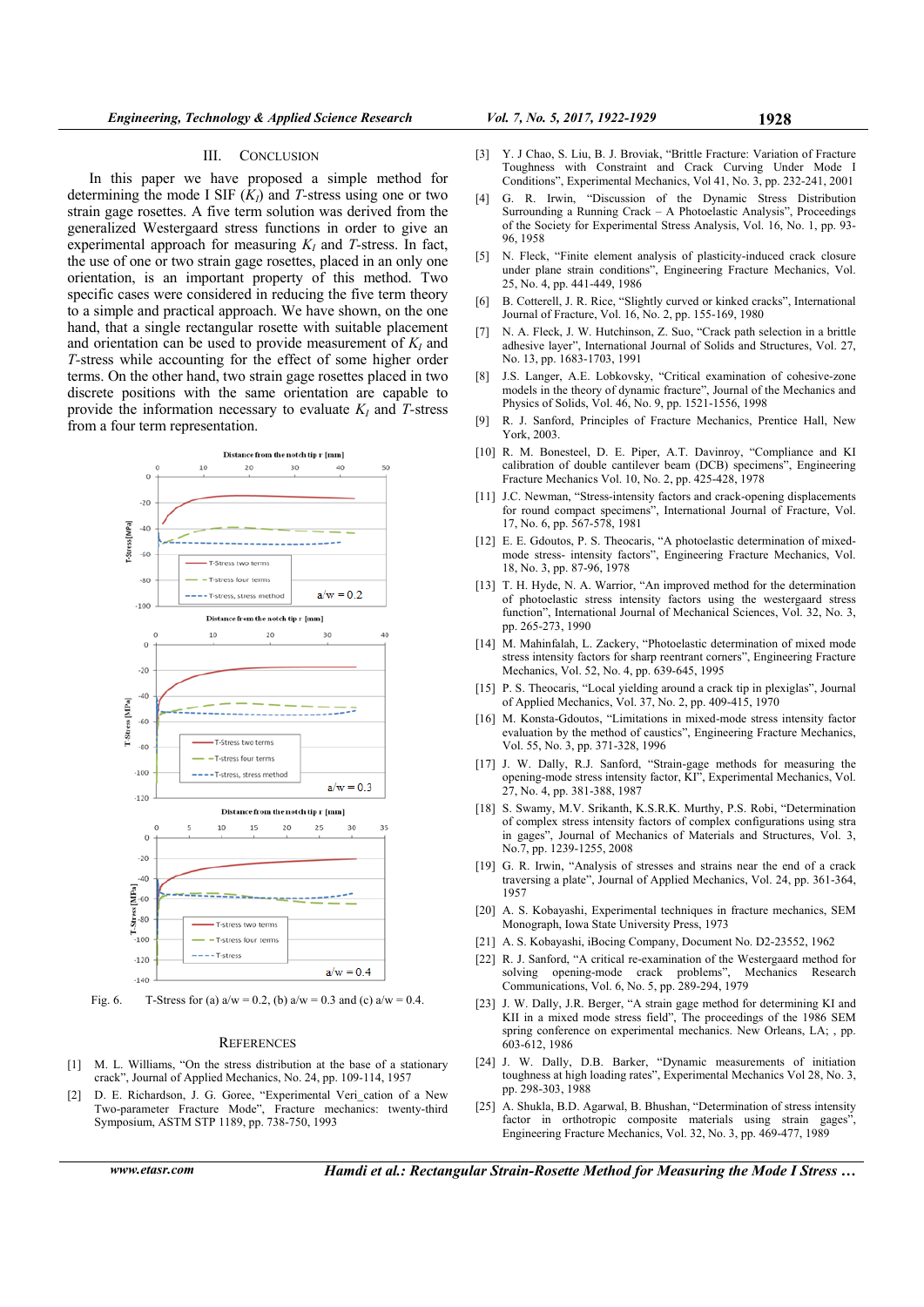## III. CONCLUSION

In this paper we have proposed a simple method for determining the mode I SIF ($K_I$) and *T*-stress using one or two strain gage rosettes. A five term solution was derived from the generalized Westergaard stress functions in order to give an experimental approach for measuring $K_I$ and *T*-stress. In fact, the use of one or two strain gage rosettes, placed in an only one orientation, is an important property of this method. Two specific cases were considered in reducing the five term theory to a simple and practical approach. We have shown, on the one hand, that a single rectangular rosette with suitable placement and orientation can be used to provide measurement of $K_I$ and *T*-stress while accounting for the effect of some higher order terms. On the other hand, two strain gage rosettes placed in two discrete positions with the same orientation are capable to provide the information necessary to evaluate $K_I$ and *T*-stress from a four term representation.

Fig. 6. T-Stress for (a) a/w = 0.2, (b) a/w = 0.3 and (c) a/w = 0.4.

## REFERENCES

[1] M. L. Williams, “On the stress distribution at the base of a stationary crack”, Journal of Applied Mechanics, No. 24, pp. 109-114, 1957

[2] D. E. Richardson, J. G. Goree, “Experimental Veri_cation of a New Two-parameter Fracture Mode”, Fracture mechanics: twenty-third Symposium, ASTM STP 1189, pp. 738-750, 1993

[3] Y. J Chao, S. Liu, B. J. Broviak, “Brittle Fracture: Variation of Fracture Toughness with Constraint and Crack Curving Under Mode I Conditions”, Experimental Mechanics, Vol 41, No. 3, pp. 232-241, 2001

[4] G. R. Irwin, “Discussion of the Dynamic Stress Distribution Surrounding a Running Crack – A Photoelastic Analysis”, Proceedings of the Society for Experimental Stress Analysis, Vol. 16, No. 1, pp. 93-96, 1958

[5] N. Fleck, “Finite element analysis of plasticity-induced crack closure under plane strain conditions”, Engineering Fracture Mechanics, Vol. 25, No. 4, pp. 441-449, 1986

[6] B. Cotterell, J. R. Rice, “Slightly curved or kinked cracks”, International Journal of Fracture, Vol. 16, No. 2, pp. 155-169, 1980

[7] N. A. Fleck, J. W. Hutchinson, Z. Suo, “Crack path selection in a brittle adhesive layer”, International Journal of Solids and Structures, Vol. 27, No. 13, pp. 1683-1703, 1991

[8] J.S. Langer, A.E. Lobkovsky, “Critical examination of cohesive-zone models in the theory of dynamic fracture”, Journal of the Mechanics and Physics of Solids, Vol. 46, No. 9, pp. 1521-1556, 1998

[9] R. J. Sanford, Principles of Fracture Mechanics, Prentice Hall, New York, 2003.

[10] R. M. Bonesteel, D. E. Piper, A.T. Davinroy, “Compliance and KI calibration of double cantilever beam (DCB) specimens”, Engineering Fracture Mechanics Vol. 10, No. 2, pp. 425-428, 1978

[11] J.C. Newman, “Stress-intensity factors and crack-opening displacements for round compact specimens”, International Journal of Fracture, Vol. 17, No. 6, pp. 567-578, 1981

[12] E. E. Gdoutos, P. S. Theocaris, “A photoelastic determination of mixed-mode stress- intensity factors”, Engineering Fracture Mechanics, Vol. 18, No. 3, pp. 87-96, 1978

[13] T. H. Hyde, N. A. Warrior, “An improved method for the determination of photoelastic stress intensity factors using the westergaard stress function”, International Journal of Mechanical Sciences, Vol. 32, No. 3, pp. 265-273, 1990

[14] M. Mahinfalah, L. Zackery, “Photoelastic determination of mixed mode stress intensity factors for sharp reentrant corners”, Engineering Fracture Mechanics, Vol. 52, No. 4, pp. 639-645, 1995

[15] P. S. Theocaris, “Local yielding around a crack tip in plexiglas”, Journal of Applied Mechanics, Vol. 37, No. 2, pp. 409-415, 1970

[16] M. Konsta-Gdoutos, “Limitations in mixed-mode stress intensity factor evaluation by the method of caustics”, Engineering Fracture Mechanics, Vol. 55, No. 3, pp. 371-328, 1996

[17] J. W. Dally, R.J. Sanford, “Strain-gage methods for measuring the opening-mode stress intensity factor, KI”, Experimental Mechanics, Vol. 27, No. 4, pp. 381-388, 1987

[18] S. Swamy, M.V. Srikanth, K.S.R.K. Murthy, P.S. Robi, “Determination of complex stress intensity factors of complex configurations using stra in gages”, Journal of Mechanics of Materials and Structures, Vol. 3, No.7, pp. 1239-1255, 2008

[19] G. R. Irwin, “Analysis of stresses and strains near the end of a crack traversing a plate”, Journal of Applied Mechanics, Vol. 24, pp. 361-364, 1957

[20] A. S. Kobayashi, Experimental techniques in fracture mechanics, SEM Monograph, Iowa State University Press, 1973

[21] A. S. Kobayashi, iBocing Company, Document No. D2-23552, 1962

[22] R. J. Sanford, “A critical re-examination of the Westergaard method for solving opening-mode crack problems”, Mechanics Research Communications, Vol. 6, No. 5, pp. 289-294, 1979

[23] J. W. Dally, J.R. Berger, “A strain gage method for determining KI and KII in a mixed mode stress field”, The proceedings of the 1986 SEM spring conference on experimental mechanics. New Orleans, LA; , pp. 603-612, 1986

[24] J. W. Dally, D.B. Barker, “Dynamic measurements of initiation toughness at high loading rates”, Experimental Mechanics Vol 28, No. 3, pp. 298-303, 1988

[25] A. Shukla, B.D. Agarwal, B. Bhushan, “Determination of stress intensity factor in orthotropic composite materials using strain gages”, Engineering Fracture Mechanics, Vol. 32, No. 3, pp. 469-477, 1989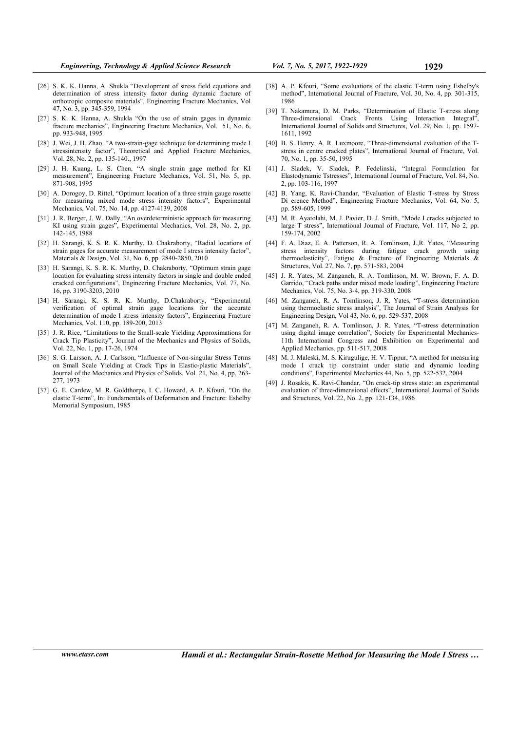[26] S. K. K. Hanna, A. Shukla "Development of stress field equations and determination of stress intensity factor during dynamic fracture of orthotropic composite materials", Engineering Fracture Mechanics, Vol 47, No. 3, pp. 345-359, 1994

[27] S. K. K. Hanna, A. Shukla "On the use of strain gages in dynamic fracture mechanics", Engineering Fracture Mechanics, Vol. 51, No. 6, pp. 933-948, 1995

[28] J. Wei, J. H. Zhao, "A two-strain-gage technique for determining mode I stressintensity factor", Theoretical and Applied Fracture Mechanics, Vol. 28, No. 2, pp. 135-140., 1997

[29] J. H. Kuang, L. S. Chen, "A single strain gage method for KI measurement", Engineering Fracture Mechanics, Vol. 51, No. 5, pp. 871-908, 1995

[30] A. Dorogoy, D. Rittel, "Optimum location of a three strain gauge rosette for measuring mixed mode stress intensity factors", Experimental Mechanics, Vol. 75, No. 14, pp. 4127-4139, 2008

[31] J. R. Berger, J. W. Dally, "An overdeterministic approach for measuring KI using strain gages", Experimental Mechanics, Vol. 28, No. 2, pp. 142-145, 1988

[32] H. Sarangi, K. S. R. K. Murthy, D. Chakraborty, "Radial locations of strain gages for accurate measurement of mode I stress intensity factor", Materials & Design, Vol. 31, No. 6, pp. 2840-2850, 2010

[33] H. Sarangi, K. S. R. K. Murthy, D. Chakraborty, "Optimum strain gage location for evaluating stress intensity factors in single and double ended cracked configurations", Engineering Fracture Mechanics, Vol. 77, No. 16, pp. 3190-3203, 2010

[34] H. Sarangi, K. S. R. K. Murthy, D.Chakraborty, "Experimental verification of optimal strain gage locations for the accurate determination of mode I stress intensity factors", Engineering Fracture Mechanics, Vol. 110, pp. 189-200, 2013

[35] J. R. Rice, "Limitations to the Small-scale Yielding Approximations for Crack Tip Plasticity", Journal of the Mechanics and Physics of Solids, Vol. 22, No. 1, pp. 17-26, 1974

[36] S. G. Larsson, A. J. Carlsson, "Influence of Non-singular Stress Terms on Small Scale Yielding at Crack Tips in Elastic-plastic Materials", Journal of the Mechanics and Physics of Solids, Vol. 21, No. 4, pp. 263-277, 1973

[37] G. E. Cardew, M. R. Goldthorpe, I. C. Howard, A. P. Kfouri, "On the elastic T-term", In: Fundamentals of Deformation and Fracture: Eshelby Memorial Symposium, 1985

[38] A. P. Kfouri, "Some evaluations of the elastic T-term using Eshelby's method", International Journal of Fracture, Vol. 30, No. 4, pp. 301-315, 1986

[39] T. Nakamura, D. M. Parks, "Determination of Elastic T-stress along Three-dimensional Crack Fronts Using Interaction Integral", International Journal of Solids and Structures, Vol. 29, No. 1, pp. 1597-1611, 1992

[40] B. S. Henry, A. R. Luxmoore, "Three-dimensional evaluation of the T-stress in centre cracked plates", International Journal of Fracture, Vol. 70, No. 1, pp. 35-50, 1995

[41] J. Sladek, V. Sladek, P. Fedelinski, "Integral Formulation for Elastodynamic Tstresses", International Journal of Fracture, Vol. 84, No. 2, pp. 103-116, 1997

[42] B. Yang, K. Ravi-Chandar, "Evaluation of Elastic T-stress by Stress Di_erence Method", Engineering Fracture Mechanics, Vol. 64, No. 5, pp. 589-605, 1999

[43] M. R. Ayatolahi, M. J. Pavier, D. J. Smith, "Mode I cracks subjected to large T stress", International Journal of Fracture, Vol. 117, No 2, pp. 159-174, 2002

[44] F. A. Diaz, E. A. Patterson, R. A. Tomlinson, J.,R. Yates, "Measuring stress intensity factors during fatigue crack growth using thermoelasticity", Fatigue & Fracture of Engineering Materials & Structures, Vol. 27, No. 7, pp. 571-583, 2004

[45] J. R. Yates, M. Zanganeh, R. A. Tomlinson, M. W. Brown, F. A. D. Garrido, "Crack paths under mixed mode loading", Engineering Fracture Mechanics, Vol. 75, No. 3-4, pp. 319-330, 2008

[46] M. Zanganeh, R. A. Tomlinson, J. R. Yates, "T-stress determination using thermoelastic stress analysis", The Journal of Strain Analysis for Engineering Design, Vol 43, No. 6, pp. 529-537, 2008

[47] M. Zanganeh, R. A. Tomlinson, J. R. Yates, "T-stress determination using digital image correlation", Society for Experimental Mechanics-11th International Congress and Exhibition on Experimental and Applied Mechanics, pp. 511-517, 2008

[48] M. J. Maleski, M. S. Kirugulige, H. V. Tippur, "A method for measuring mode I crack tip constraint under static and dynamic loading conditions", Experimental Mechanics 44, No. 5, pp. 522-532, 2004

[49] J. Rosakis, K. Ravi-Chandar, "On crack-tip stress state: an experimental evaluation of three-dimensional effects", International Journal of Solids and Structures, Vol. 22, No. 2, pp. 121-134, 1986